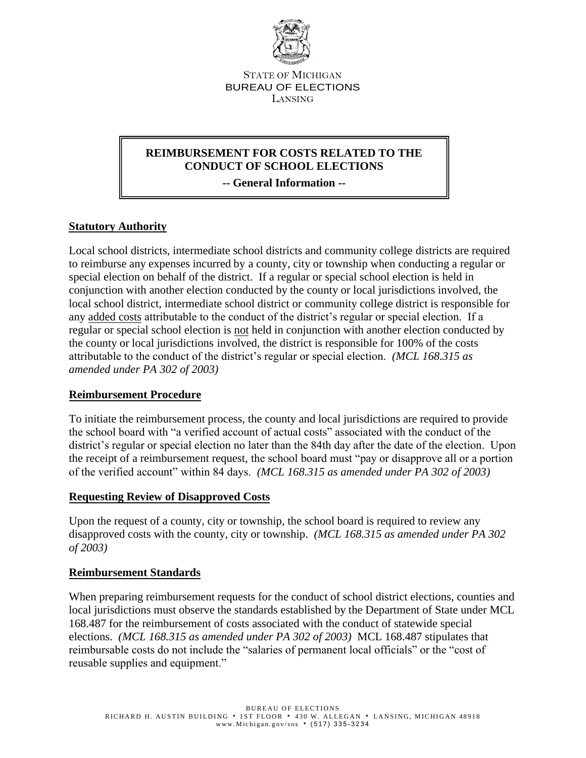STATE OF MICHIGAN
BUREAU OF ELECTIONS
LANSING

# REIMBURSEMENT FOR COSTS RELATED TO THE CONDUCT OF SCHOOL ELECTIONS

**-- General Information --**

## Statutory Authority

Local school districts, intermediate school districts and community college districts are required to reimburse any expenses incurred by a county, city or township when conducting a regular or special election on behalf of the district. If a regular or special school election is held in conjunction with another election conducted by the county or local jurisdictions involved, the local school district, intermediate school district or community college district is responsible for any added costs attributable to the conduct of the district's regular or special election. If a regular or special school election is not held in conjunction with another election conducted by the county or local jurisdictions involved, the district is responsible for 100% of the costs attributable to the conduct of the district's regular or special election. *(MCL 168.315 as amended under PA 302 of 2003)*

## Reimbursement Procedure

To initiate the reimbursement process, the county and local jurisdictions are required to provide the school board with "a verified account of actual costs" associated with the conduct of the district's regular or special election no later than the 84th day after the date of the election. Upon the receipt of a reimbursement request, the school board must "pay or disapprove all or a portion of the verified account" within 84 days. *(MCL 168.315 as amended under PA 302 of 2003)*

## Requesting Review of Disapproved Costs

Upon the request of a county, city or township, the school board is required to review any disapproved costs with the county, city or township. *(MCL 168.315 as amended under PA 302 of 2003)*

## Reimbursement Standards

When preparing reimbursement requests for the conduct of school district elections, counties and local jurisdictions must observe the standards established by the Department of State under MCL 168.487 for the reimbursement of costs associated with the conduct of statewide special elections. *(MCL 168.315 as amended under PA 302 of 2003)* MCL 168.487 stipulates that reimbursable costs do not include the "salaries of permanent local officials" or the "cost of reusable supplies and equipment."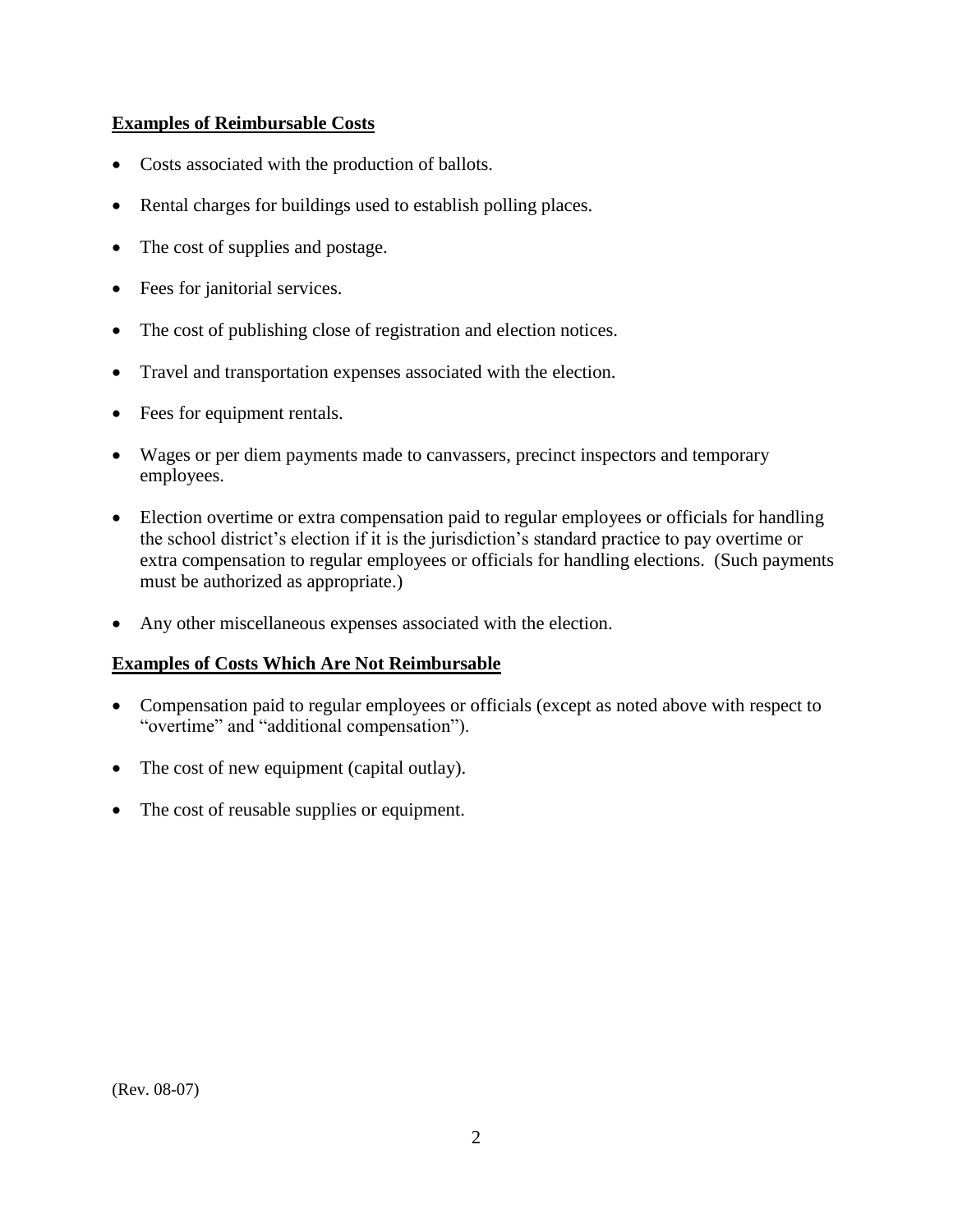**Examples of Reimbursable Costs**

- Costs associated with the production of ballots.
- Rental charges for buildings used to establish polling places.
- The cost of supplies and postage.
- Fees for janitorial services.
- The cost of publishing close of registration and election notices.
- Travel and transportation expenses associated with the election.
- Fees for equipment rentals.
- Wages or per diem payments made to canvassers, precinct inspectors and temporary employees.
- Election overtime or extra compensation paid to regular employees or officials for handling the school district's election if it is the jurisdiction's standard practice to pay overtime or extra compensation to regular employees or officials for handling elections. (Such payments must be authorized as appropriate.)
- Any other miscellaneous expenses associated with the election.

**Examples of Costs Which Are Not Reimbursable**

- Compensation paid to regular employees or officials (except as noted above with respect to "overtime" and "additional compensation").
- The cost of new equipment (capital outlay).
- The cost of reusable supplies or equipment.

(Rev. 08-07)